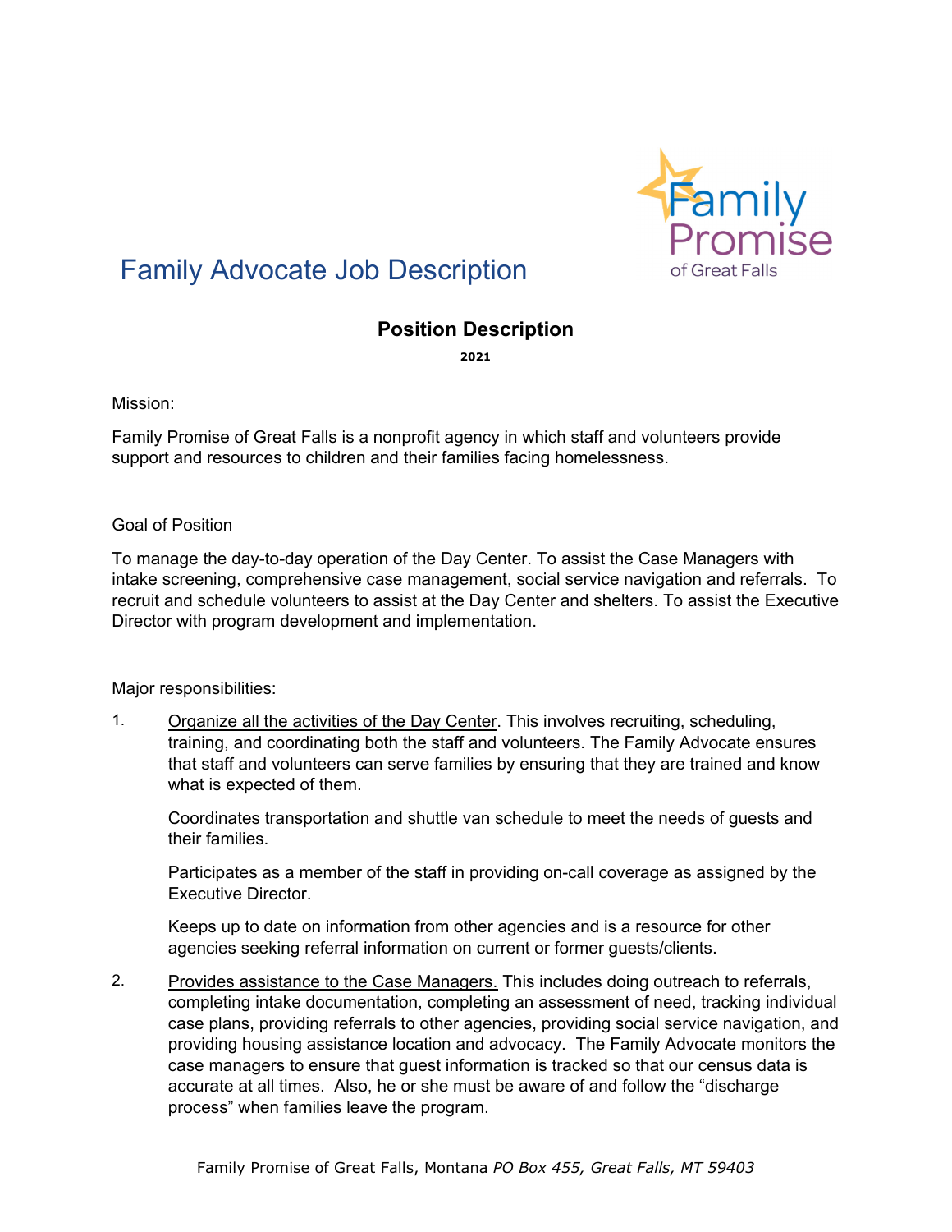Family Promise of Great Falls

# Family Advocate Job Description

## Position Description

**2021**

Mission:

Family Promise of Great Falls is a nonprofit agency in which staff and volunteers provide support and resources to children and their families facing homelessness.

Goal of Position

To manage the day-to-day operation of the Day Center. To assist the Case Managers with intake screening, comprehensive case management, social service navigation and referrals. To recruit and schedule volunteers to assist at the Day Center and shelters. To assist the Executive Director with program development and implementation.

Major responsibilities:

1. Organize all the activities of the Day Center. This involves recruiting, scheduling, training, and coordinating both the staff and volunteers. The Family Advocate ensures that staff and volunteers can serve families by ensuring that they are trained and know what is expected of them.

   Coordinates transportation and shuttle van schedule to meet the needs of guests and their families.

   Participates as a member of the staff in providing on-call coverage as assigned by the Executive Director.

   Keeps up to date on information from other agencies and is a resource for other agencies seeking referral information on current or former guests/clients.

2. Provides assistance to the Case Managers. This includes doing outreach to referrals, completing intake documentation, completing an assessment of need, tracking individual case plans, providing referrals to other agencies, providing social service navigation, and providing housing assistance location and advocacy. The Family Advocate monitors the case managers to ensure that guest information is tracked so that our census data is accurate at all times. Also, he or she must be aware of and follow the "discharge process" when families leave the program.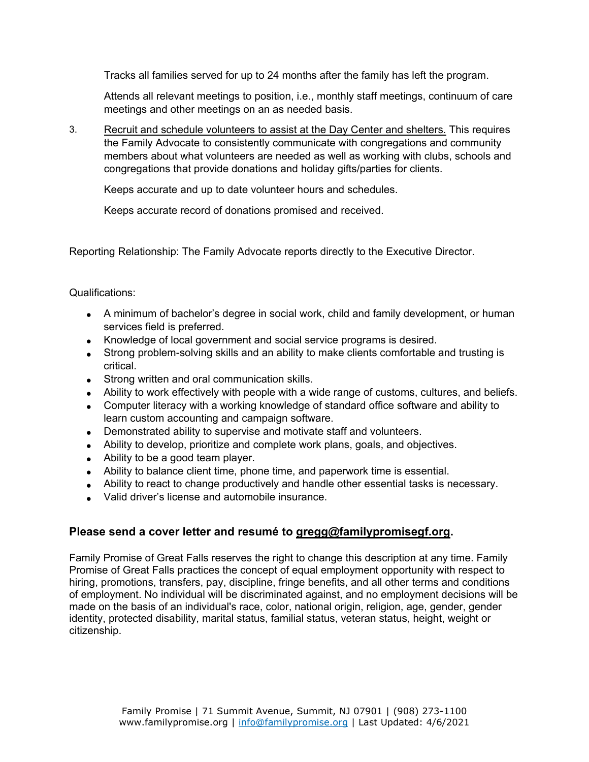Tracks all families served for up to 24 months after the family has left the program.

Attends all relevant meetings to position, i.e., monthly staff meetings, continuum of care meetings and other meetings on an as needed basis.

3. Recruit and schedule volunteers to assist at the Day Center and shelters. This requires the Family Advocate to consistently communicate with congregations and community members about what volunteers are needed as well as working with clubs, schools and congregations that provide donations and holiday gifts/parties for clients.

   Keeps accurate and up to date volunteer hours and schedules.

   Keeps accurate record of donations promised and received.

Reporting Relationship: The Family Advocate reports directly to the Executive Director.

Qualifications:

- A minimum of bachelor's degree in social work, child and family development, or human services field is preferred.
- Knowledge of local government and social service programs is desired.
- Strong problem-solving skills and an ability to make clients comfortable and trusting is critical.
- Strong written and oral communication skills.
- Ability to work effectively with people with a wide range of customs, cultures, and beliefs.
- Computer literacy with a working knowledge of standard office software and ability to learn custom accounting and campaign software.
- Demonstrated ability to supervise and motivate staff and volunteers.
- Ability to develop, prioritize and complete work plans, goals, and objectives.
- Ability to be a good team player.
- Ability to balance client time, phone time, and paperwork time is essential.
- Ability to react to change productively and handle other essential tasks is necessary.
- Valid driver's license and automobile insurance.

**Please send a cover letter and resumé to gregg@familypromisegf.org.**

Family Promise of Great Falls reserves the right to change this description at any time. Family Promise of Great Falls practices the concept of equal employment opportunity with respect to hiring, promotions, transfers, pay, discipline, fringe benefits, and all other terms and conditions of employment. No individual will be discriminated against, and no employment decisions will be made on the basis of an individual's race, color, national origin, religion, age, gender, gender identity, protected disability, marital status, familial status, veteran status, height, weight or citizenship.